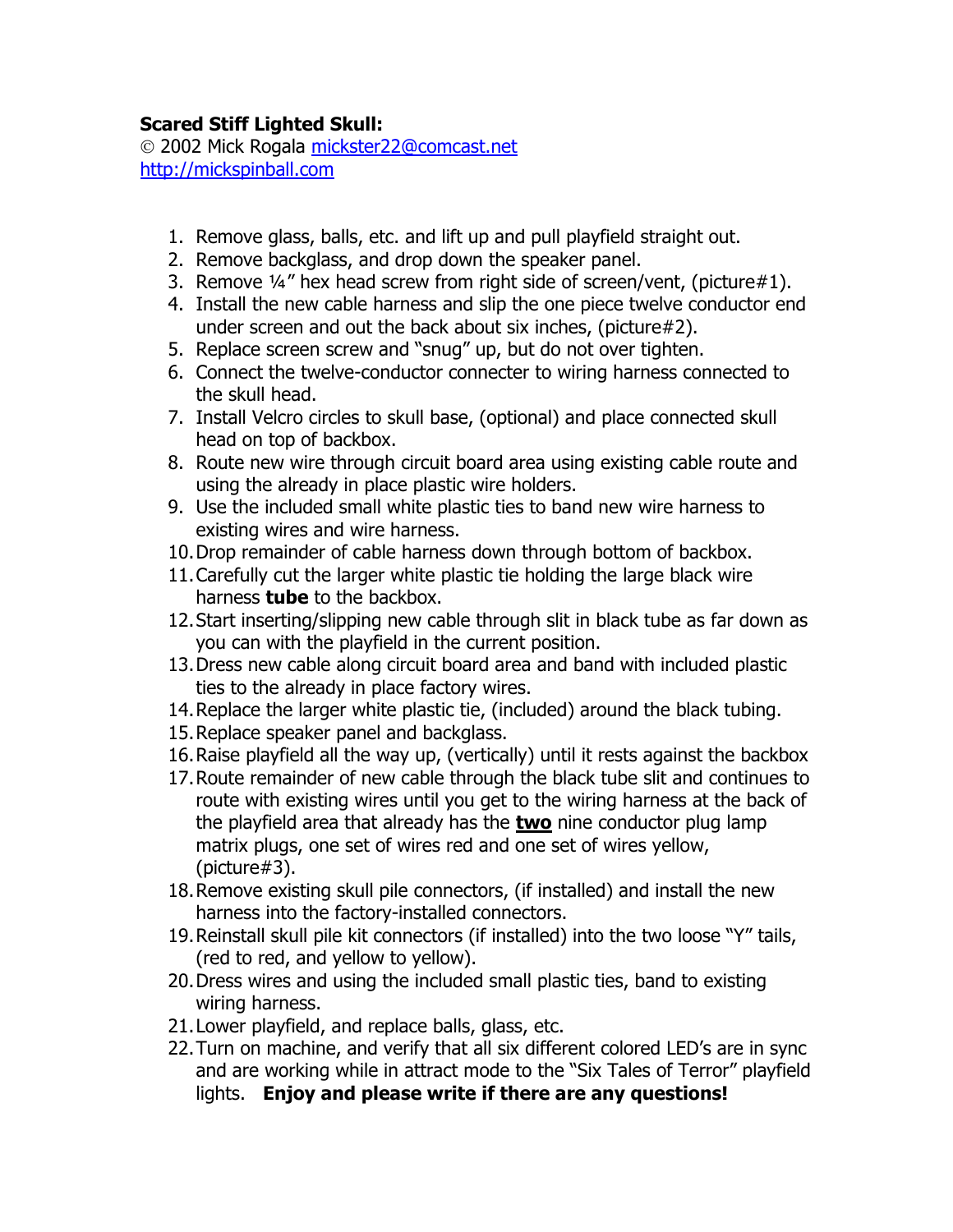**Scared Stiff Lighted Skull:**

© 2002 Mick Rogala mickster22@comcast.net
http://mickspinball.com

1. Remove glass, balls, etc. and lift up and pull playfield straight out.
2. Remove backglass, and drop down the speaker panel.
3. Remove ¼" hex head screw from right side of screen/vent, (picture#1).
4. Install the new cable harness and slip the one piece twelve conductor end under screen and out the back about six inches, (picture#2).
5. Replace screen screw and "snug" up, but do not over tighten.
6. Connect the twelve-conductor connecter to wiring harness connected to the skull head.
7. Install Velcro circles to skull base, (optional) and place connected skull head on top of backbox.
8. Route new wire through circuit board area using existing cable route and using the already in place plastic wire holders.
9. Use the included small white plastic ties to band new wire harness to existing wires and wire harness.
10. Drop remainder of cable harness down through bottom of backbox.
11. Carefully cut the larger white plastic tie holding the large black wire harness **tube** to the backbox.
12. Start inserting/slipping new cable through slit in black tube as far down as you can with the playfield in the current position.
13. Dress new cable along circuit board area and band with included plastic ties to the already in place factory wires.
14. Replace the larger white plastic tie, (included) around the black tubing.
15. Replace speaker panel and backglass.
16. Raise playfield all the way up, (vertically) until it rests against the backbox
17. Route remainder of new cable through the black tube slit and continues to route with existing wires until you get to the wiring harness at the back of the playfield area that already has the **two** nine conductor plug lamp matrix plugs, one set of wires red and one set of wires yellow, (picture#3).
18. Remove existing skull pile connectors, (if installed) and install the new harness into the factory-installed connectors.
19. Reinstall skull pile kit connectors (if installed) into the two loose "Y" tails, (red to red, and yellow to yellow).
20. Dress wires and using the included small plastic ties, band to existing wiring harness.
21. Lower playfield, and replace balls, glass, etc.
22. Turn on machine, and verify that all six different colored LED's are in sync and are working while in attract mode to the "Six Tales of Terror" playfield lights. **Enjoy and please write if there are any questions!**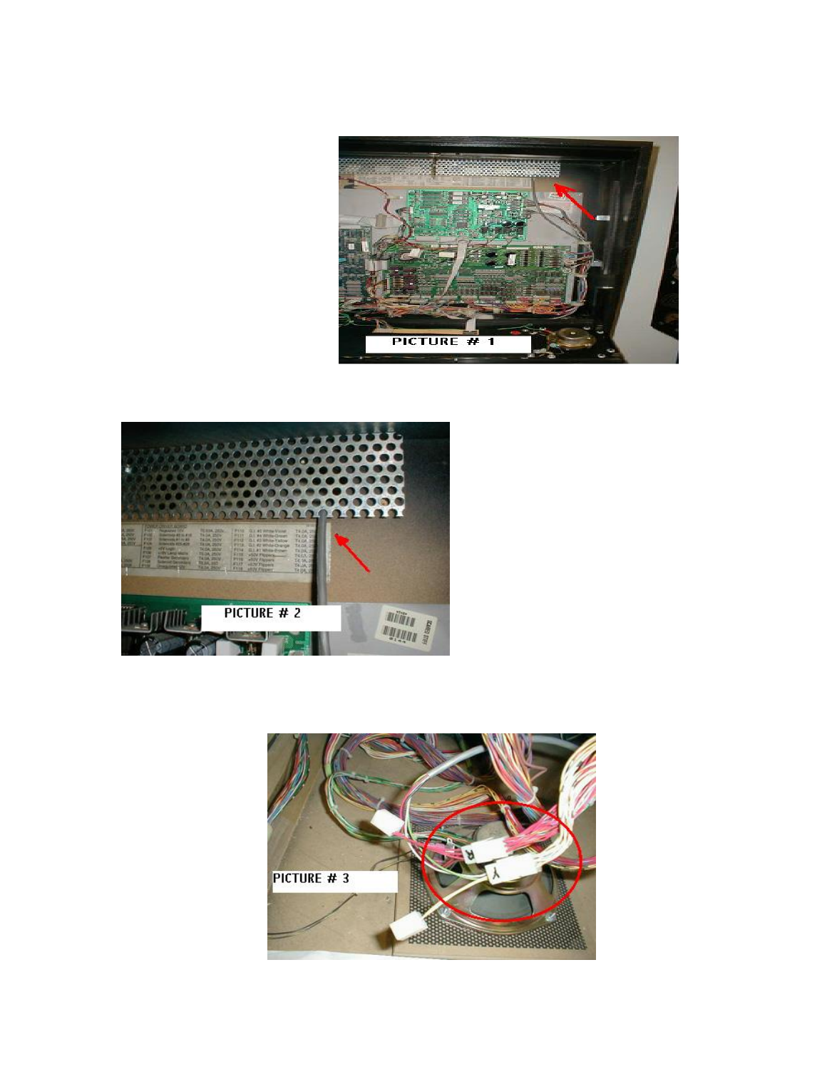PICTURE # 1

PICTURE # 2

PICTURE # 3